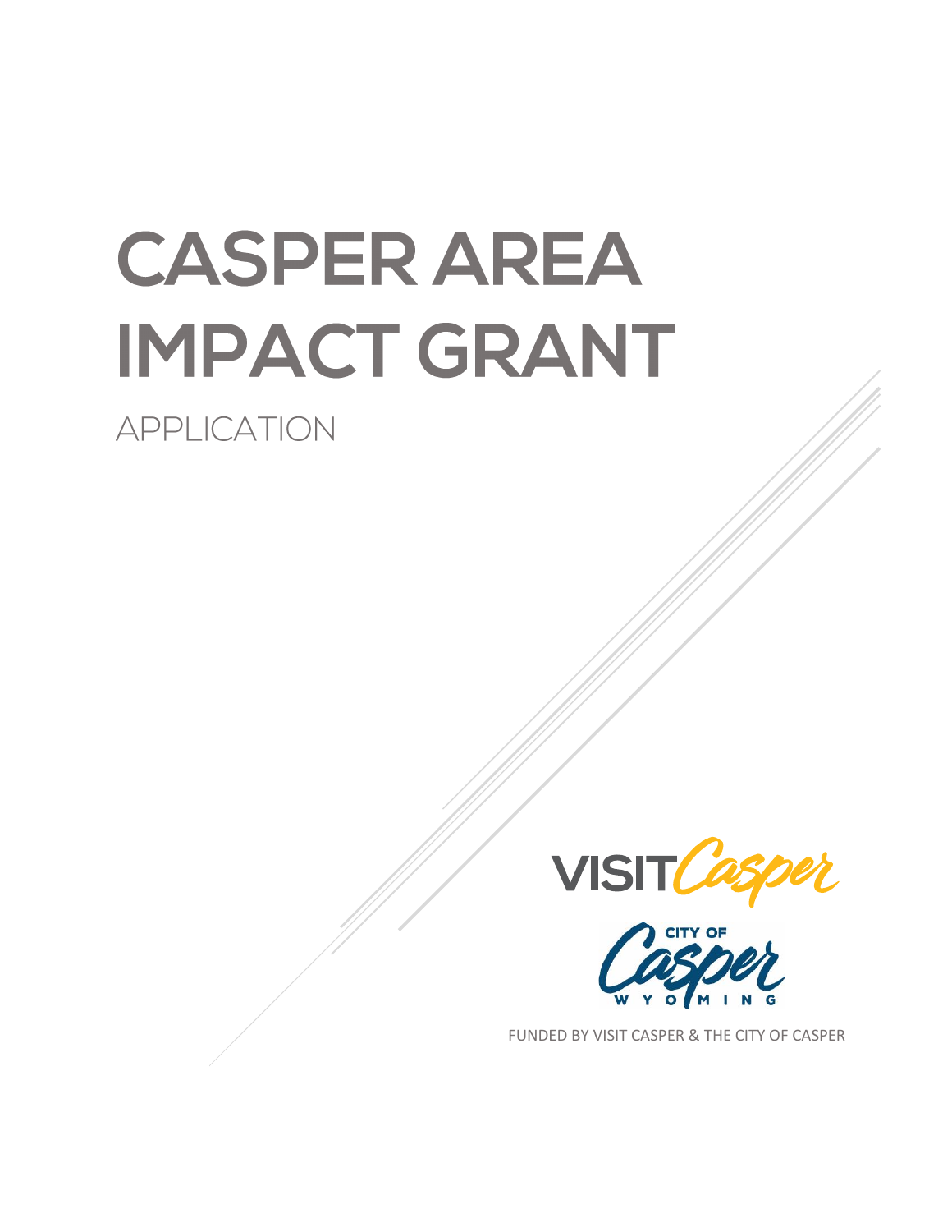# CASPER AREA IMPACT GRANT

## APPLICATION

VISIT Casper

CITY OF Casper WYOMING

FUNDED BY VISIT CASPER & THE CITY OF CASPER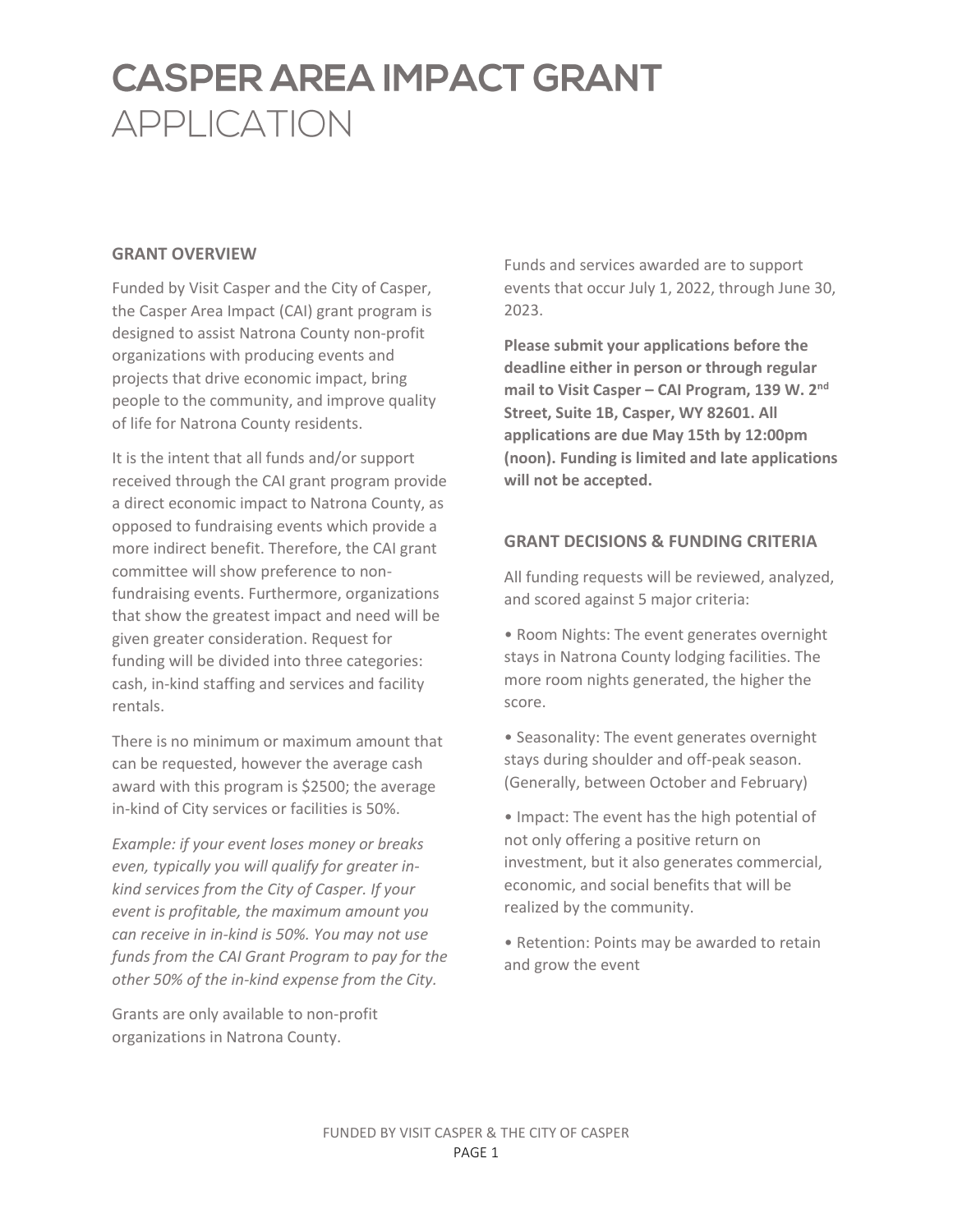# CASPER AREA IMPACT GRANT APPLICATION

## GRANT OVERVIEW

Funded by Visit Casper and the City of Casper, the Casper Area Impact (CAI) grant program is designed to assist Natrona County non-profit organizations with producing events and projects that drive economic impact, bring people to the community, and improve quality of life for Natrona County residents.

It is the intent that all funds and/or support received through the CAI grant program provide a direct economic impact to Natrona County, as opposed to fundraising events which provide a more indirect benefit. Therefore, the CAI grant committee will show preference to non-fundraising events. Furthermore, organizations that show the greatest impact and need will be given greater consideration. Request for funding will be divided into three categories: cash, in-kind staffing and services and facility rentals.

There is no minimum or maximum amount that can be requested, however the average cash award with this program is $2500; the average in-kind of City services or facilities is 50%.

*Example: if your event loses money or breaks even, typically you will qualify for greater in-kind services from the City of Casper. If your event is profitable, the maximum amount you can receive in in-kind is 50%. You may not use funds from the CAI Grant Program to pay for the other 50% of the in-kind expense from the City.*

Grants are only available to non-profit organizations in Natrona County.

Funds and services awarded are to support events that occur July 1, 2022, through June 30, 2023.

**Please submit your applications before the deadline either in person or through regular mail to Visit Casper – CAI Program, 139 W. 2nd Street, Suite 1B, Casper, WY 82601. All applications are due May 15th by 12:00pm (noon). Funding is limited and late applications will not be accepted.**

## GRANT DECISIONS & FUNDING CRITERIA

All funding requests will be reviewed, analyzed, and scored against 5 major criteria:

- Room Nights: The event generates overnight stays in Natrona County lodging facilities. The more room nights generated, the higher the score.
- Seasonality: The event generates overnight stays during shoulder and off-peak season. (Generally, between October and February)
- Impact: The event has the high potential of not only offering a positive return on investment, but it also generates commercial, economic, and social benefits that will be realized by the community.
- Retention: Points may be awarded to retain and grow the event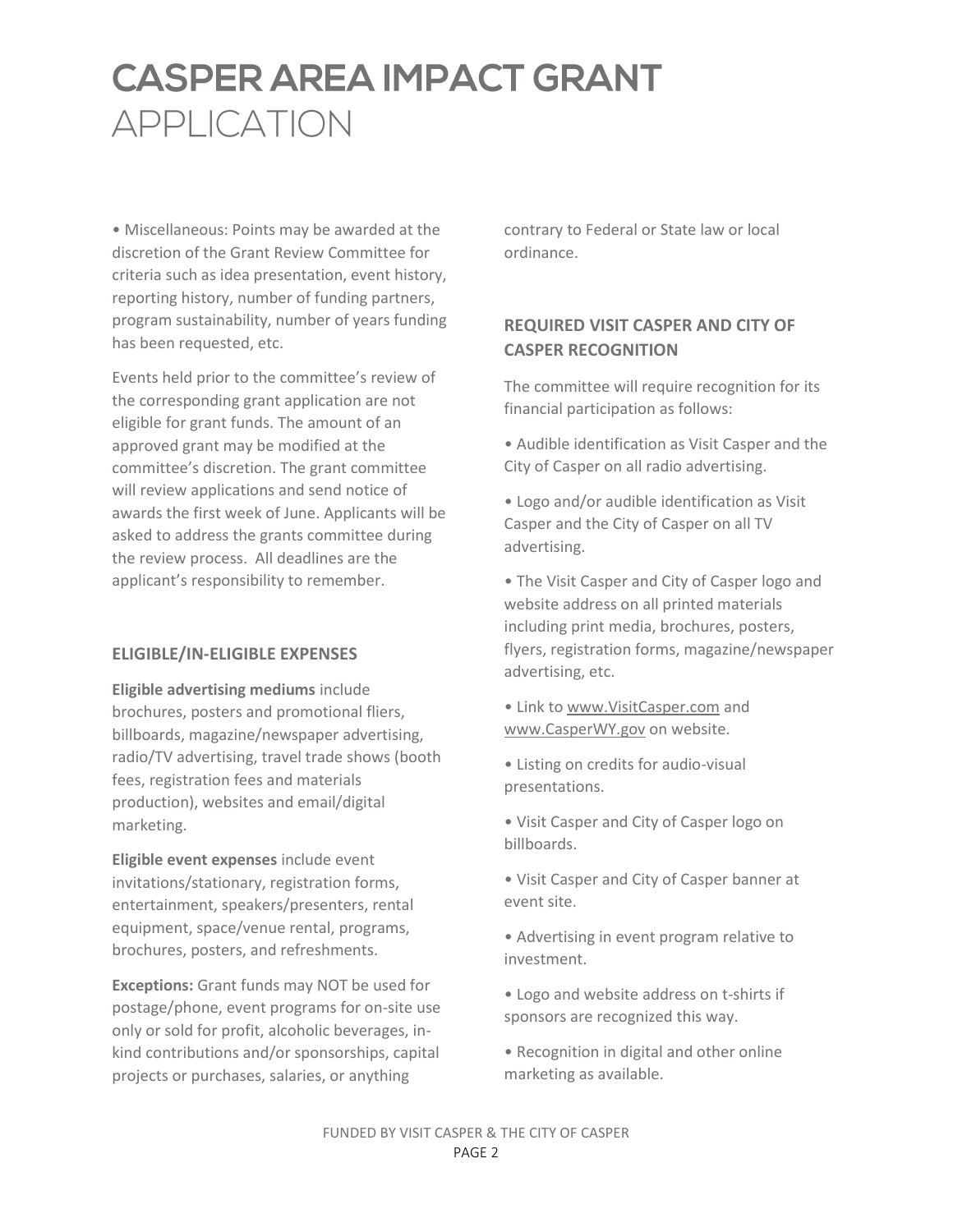• Miscellaneous: Points may be awarded at the discretion of the Grant Review Committee for criteria such as idea presentation, event history, reporting history, number of funding partners, program sustainability, number of years funding has been requested, etc.

Events held prior to the committee's review of the corresponding grant application are not eligible for grant funds. The amount of an approved grant may be modified at the committee's discretion. The grant committee will review applications and send notice of awards the first week of June. Applicants will be asked to address the grants committee during the review process. All deadlines are the applicant's responsibility to remember.

## ELIGIBLE/IN-ELIGIBLE EXPENSES

**Eligible advertising mediums** include brochures, posters and promotional fliers, billboards, magazine/newspaper advertising, radio/TV advertising, travel trade shows (booth fees, registration fees and materials production), websites and email/digital marketing.

**Eligible event expenses** include event invitations/stationary, registration forms, entertainment, speakers/presenters, rental equipment, space/venue rental, programs, brochures, posters, and refreshments.

**Exceptions:** Grant funds may NOT be used for postage/phone, event programs for on-site use only or sold for profit, alcoholic beverages, in-kind contributions and/or sponsorships, capital projects or purchases, salaries, or anything contrary to Federal or State law or local ordinance.

## REQUIRED VISIT CASPER AND CITY OF CASPER RECOGNITION

The committee will require recognition for its financial participation as follows:

• Audible identification as Visit Casper and the City of Casper on all radio advertising.

• Logo and/or audible identification as Visit Casper and the City of Casper on all TV advertising.

• The Visit Casper and City of Casper logo and website address on all printed materials including print media, brochures, posters, flyers, registration forms, magazine/newspaper advertising, etc.

• Link to www.VisitCasper.com and www.CasperWY.gov on website.

• Listing on credits for audio-visual presentations.

• Visit Casper and City of Casper logo on billboards.

• Visit Casper and City of Casper banner at event site.

• Advertising in event program relative to investment.

• Logo and website address on t-shirts if sponsors are recognized this way.

• Recognition in digital and other online marketing as available.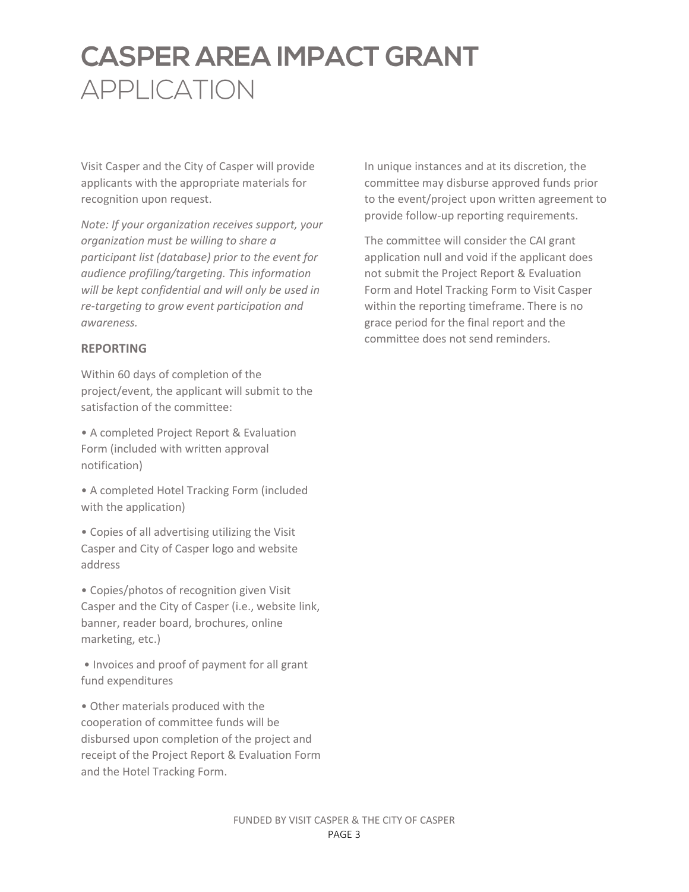# CASPER AREA IMPACT GRANT APPLICATION

Visit Casper and the City of Casper will provide applicants with the appropriate materials for recognition upon request.

*Note: If your organization receives support, your organization must be willing to share a participant list (database) prior to the event for audience profiling/targeting. This information will be kept confidential and will only be used in re-targeting to grow event participation and awareness.*

**REPORTING**

Within 60 days of completion of the project/event, the applicant will submit to the satisfaction of the committee:

- A completed Project Report & Evaluation Form (included with written approval notification)
- A completed Hotel Tracking Form (included with the application)
- Copies of all advertising utilizing the Visit Casper and City of Casper logo and website address
- Copies/photos of recognition given Visit Casper and the City of Casper (i.e., website link, banner, reader board, brochures, online marketing, etc.)
- Invoices and proof of payment for all grant fund expenditures
- Other materials produced with the cooperation of committee funds will be disbursed upon completion of the project and receipt of the Project Report & Evaluation Form and the Hotel Tracking Form.

In unique instances and at its discretion, the committee may disburse approved funds prior to the event/project upon written agreement to provide follow-up reporting requirements.

The committee will consider the CAI grant application null and void if the applicant does not submit the Project Report & Evaluation Form and Hotel Tracking Form to Visit Casper within the reporting timeframe. There is no grace period for the final report and the committee does not send reminders.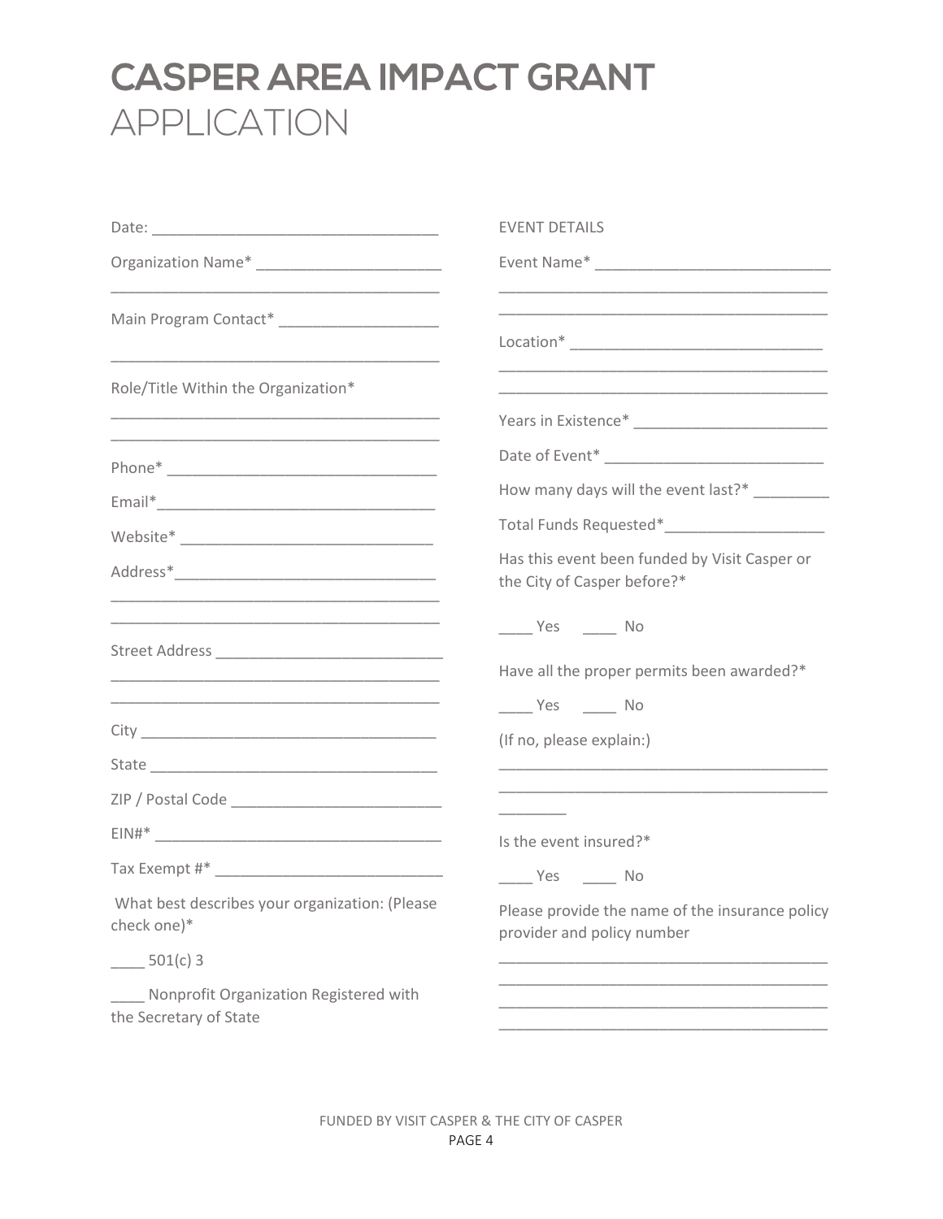# CASPER AREA IMPACT GRANT
APPLICATION

Date: ________________________________

Organization Name* ______________________
________________________________________

Main Program Contact* ___________________
________________________________________

Role/Title Within the Organization*
________________________________________
________________________________________

Phone* _______________________________

Email*________________________________

Website* _____________________________

Address*______________________________
________________________________________
________________________________________

Street Address __________________________
________________________________________
________________________________________

City __________________________________

State _________________________________

ZIP / Postal Code ________________________

EIN#* _________________________________

Tax Exempt #* __________________________

What best describes your organization: (Please check one)*

____ 501(c) 3

____ Nonprofit Organization Registered with the Secretary of State

EVENT DETAILS

Event Name* ___________________________
________________________________________
________________________________________

Location* ______________________________
________________________________________
________________________________________

Years in Existence* ______________________

Date of Event* _________________________

How many days will the event last?* _________

Total Funds Requested*__________________

Has this event been funded by Visit Casper or the City of Casper before?*

____ Yes ____ No

Have all the proper permits been awarded?*

____ Yes ____ No

(If no, please explain:)
________________________________________
________________________________________
________

Is the event insured?*

____ Yes ____ No

Please provide the name of the insurance policy provider and policy number
________________________________________
________________________________________
________________________________________
________________________________________

FUNDED BY VISIT CASPER & THE CITY OF CASPER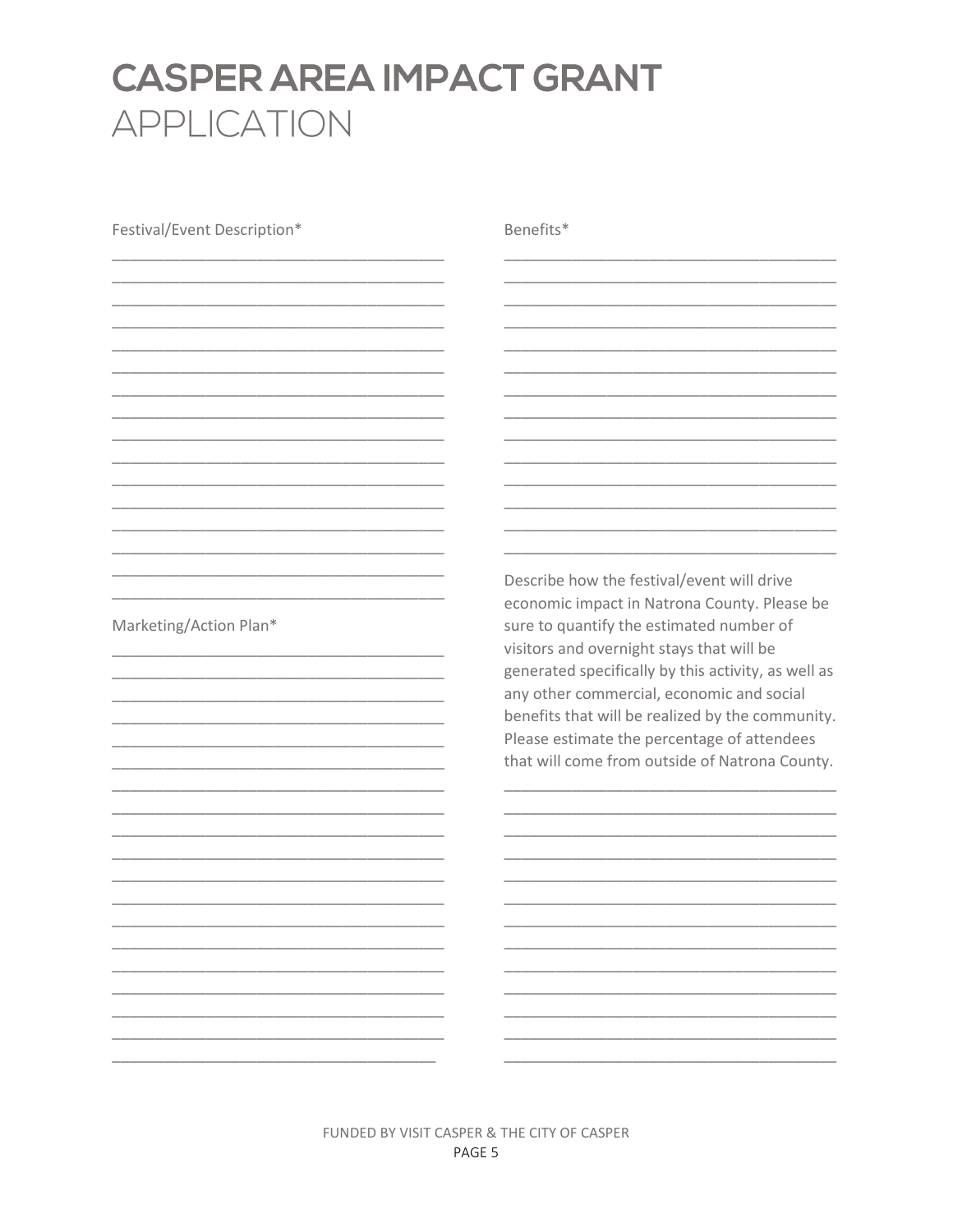# CASPER AREA IMPACT GRANT
## APPLICATION

Festival/Event Description*

_______________________________________

_______________________________________

_______________________________________

_______________________________________

_______________________________________

_______________________________________

_______________________________________

_______________________________________

_______________________________________

_______________________________________

_______________________________________

_______________________________________

_______________________________________

_______________________________________

_______________________________________

Marketing/Action Plan*

_______________________________________

_______________________________________

_______________________________________

_______________________________________

_______________________________________

_______________________________________

_______________________________________

_______________________________________

_______________________________________

_______________________________________

_______________________________________

_______________________________________

_______________________________________

_______________________________________

_______________________________________

_______________________________________

_______________________________________

_______________________________________

Benefits*

_______________________________________

_______________________________________

_______________________________________

_______________________________________

_______________________________________

_______________________________________

_______________________________________

_______________________________________

_______________________________________

_______________________________________

_______________________________________

_______________________________________

_______________________________________

_______________________________________

Describe how the festival/event will drive economic impact in Natrona County. Please be sure to quantify the estimated number of visitors and overnight stays that will be generated specifically by this activity, as well as any other commercial, economic and social benefits that will be realized by the community. Please estimate the percentage of attendees that will come from outside of Natrona County.

_______________________________________

_______________________________________

_______________________________________

_______________________________________

_______________________________________

_______________________________________

_______________________________________

_______________________________________

_______________________________________

_______________________________________

_______________________________________

_______________________________________

_______________________________________

FUNDED BY VISIT CASPER & THE CITY OF CASPER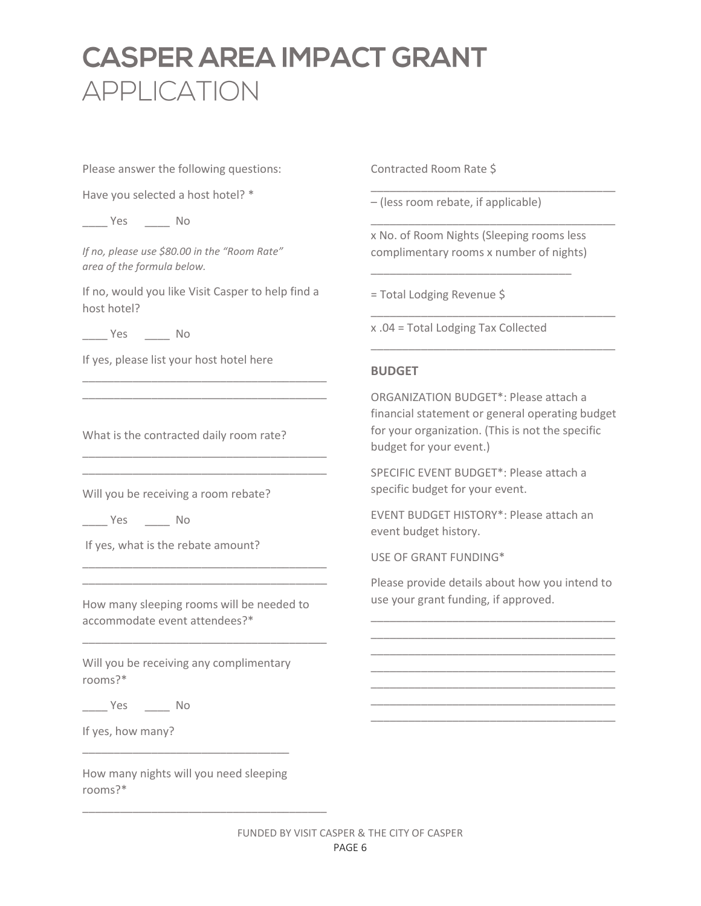# CASPER AREA IMPACT GRANT
APPLICATION

Please answer the following questions:

Have you selected a host hotel? *

____ Yes ____ No

*If no, please use $80.00 in the "Room Rate" area of the formula below.*

If no, would you like Visit Casper to help find a host hotel?

____ Yes ____ No

If yes, please list your host hotel here

______________________________________
______________________________________

What is the contracted daily room rate?

______________________________________
______________________________________

Will you be receiving a room rebate?

____ Yes ____ No

If yes, what is the rebate amount?

______________________________________
______________________________________

How many sleeping rooms will be needed to accommodate event attendees?*

______________________________________

Will you be receiving any complimentary rooms?*

____ Yes ____ No

If yes, how many?

________________________________

How many nights will you need sleeping rooms?*

______________________________________

Contracted Room Rate $

______________________________________

– (less room rebate, if applicable)

______________________________________

x No. of Room Nights (Sleeping rooms less complimentary rooms x number of nights)

________________________________

= Total Lodging Revenue $

______________________________________

x .04 = Total Lodging Tax Collected

______________________________________

**BUDGET**

ORGANIZATION BUDGET*: Please attach a financial statement or general operating budget for your organization. (This is not the specific budget for your event.)

SPECIFIC EVENT BUDGET*: Please attach a specific budget for your event.

EVENT BUDGET HISTORY*: Please attach an event budget history.

USE OF GRANT FUNDING*

Please provide details about how you intend to use your grant funding, if approved.

______________________________________
______________________________________
______________________________________
______________________________________
______________________________________
______________________________________
______________________________________

FUNDED BY VISIT CASPER & THE CITY OF CASPER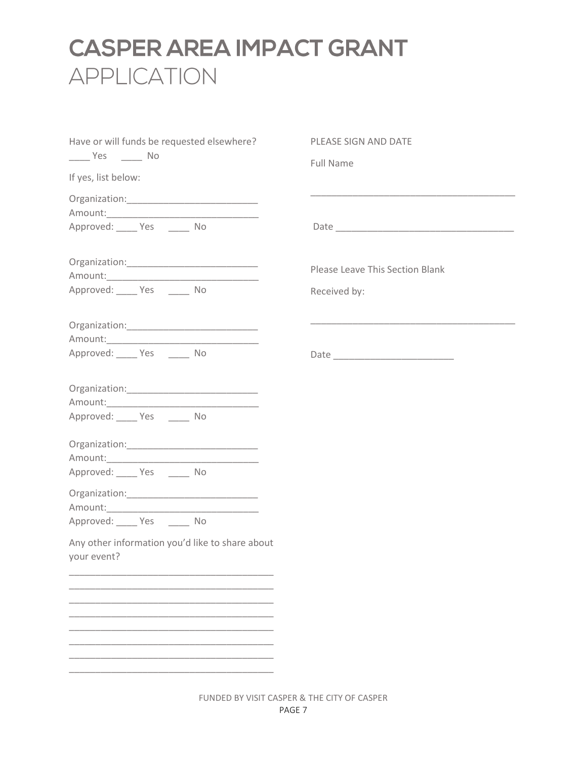# CASPER AREA IMPACT GRANT
# APPLICATION

Have or will funds be requested elsewhere?
____ Yes ____ No

If yes, list below:

Organization:_________________________
Amount:_____________________________
Approved: ____ Yes ____ No

Organization:_________________________
Amount:_____________________________
Approved: ____ Yes ____ No

Organization:_________________________
Amount:_____________________________
Approved: ____ Yes ____ No

Organization:_________________________
Amount:_____________________________
Approved: ____ Yes ____ No

Organization:_________________________
Amount:_____________________________
Approved: ____ Yes ____ No

Organization:_________________________
Amount:_____________________________
Approved: ____ Yes ____ No

Any other information you'd like to share about your event?

_______________________________________
_______________________________________
_______________________________________
_______________________________________
_______________________________________
_______________________________________
_______________________________________
_______________________________________

PLEASE SIGN AND DATE

Full Name

_______________________________________

Date _________________________________

Please Leave This Section Blank

Received by:

_______________________________________

Date ______________________

FUNDED BY VISIT CASPER & THE CITY OF CASPER